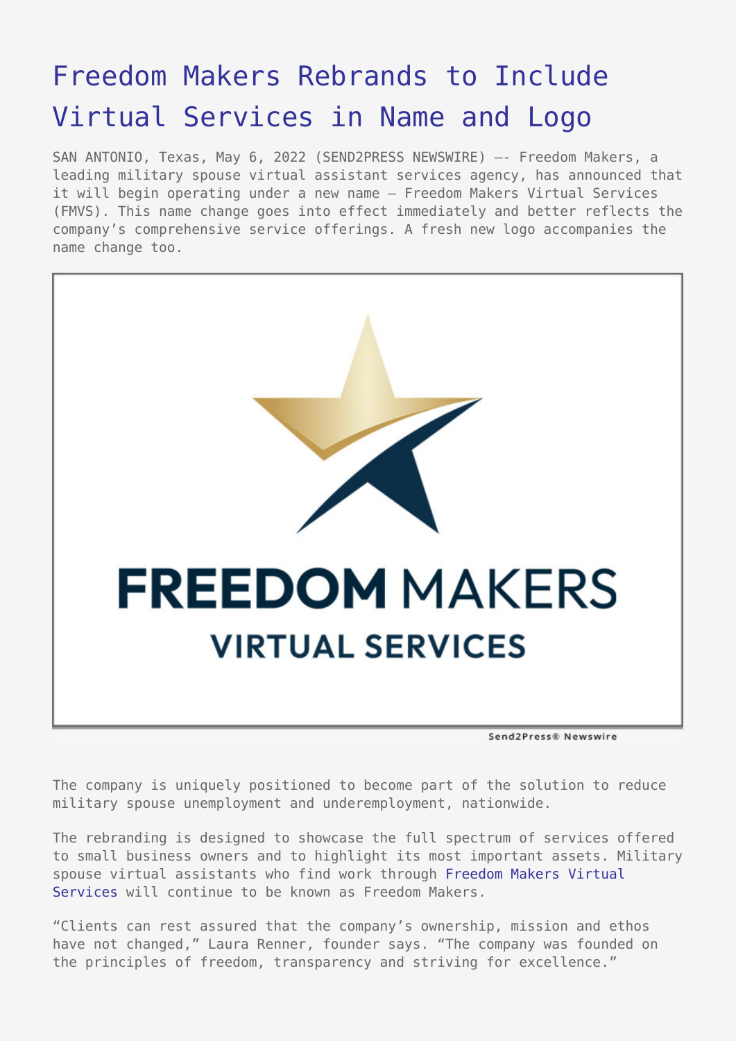# Freedom Makers Rebrands to Include Virtual Services in Name and Logo

SAN ANTONIO, Texas, May 6, 2022 (SEND2PRESS NEWSWIRE) —- Freedom Makers, a leading military spouse virtual assistant services agency, has announced that it will begin operating under a new name – Freedom Makers Virtual Services (FMVS). This name change goes into effect immediately and better reflects the company's comprehensive service offerings. A fresh new logo accompanies the name change too.

The company is uniquely positioned to become part of the solution to reduce military spouse unemployment and underemployment, nationwide.

The rebranding is designed to showcase the full spectrum of services offered to small business owners and to highlight its most important assets. Military spouse virtual assistants who find work through Freedom Makers Virtual Services will continue to be known as Freedom Makers.

"Clients can rest assured that the company's ownership, mission and ethos have not changed," Laura Renner, founder says. "The company was founded on the principles of freedom, transparency and striving for excellence."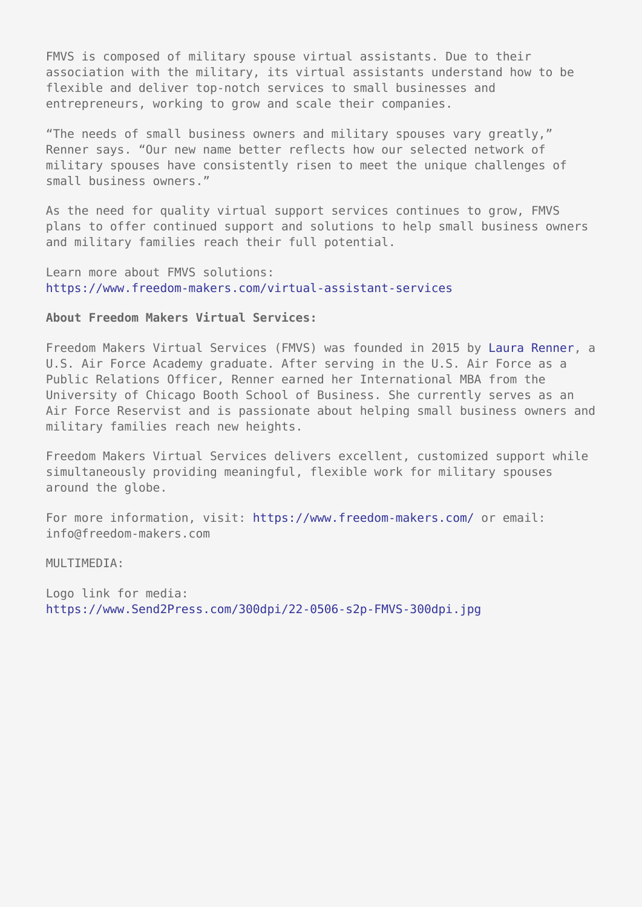FMVS is composed of military spouse virtual assistants. Due to their association with the military, its virtual assistants understand how to be flexible and deliver top-notch services to small businesses and entrepreneurs, working to grow and scale their companies.

“The needs of small business owners and military spouses vary greatly,” Renner says. “Our new name better reflects how our selected network of military spouses have consistently risen to meet the unique challenges of small business owners.”

As the need for quality virtual support services continues to grow, FMVS plans to offer continued support and solutions to help small business owners and military families reach their full potential.

Learn more about FMVS solutions: https://www.freedom-makers.com/virtual-assistant-services

**About Freedom Makers Virtual Services:**

Freedom Makers Virtual Services (FMVS) was founded in 2015 by Laura Renner, a U.S. Air Force Academy graduate. After serving in the U.S. Air Force as a Public Relations Officer, Renner earned her International MBA from the University of Chicago Booth School of Business. She currently serves as an Air Force Reservist and is passionate about helping small business owners and military families reach new heights.

Freedom Makers Virtual Services delivers excellent, customized support while simultaneously providing meaningful, flexible work for military spouses around the globe.

For more information, visit: https://www.freedom-makers.com/ or email: info@freedom-makers.com

MULTIMEDIA:

Logo link for media: https://www.Send2Press.com/300dpi/22-0506-s2p-FMVS-300dpi.jpg